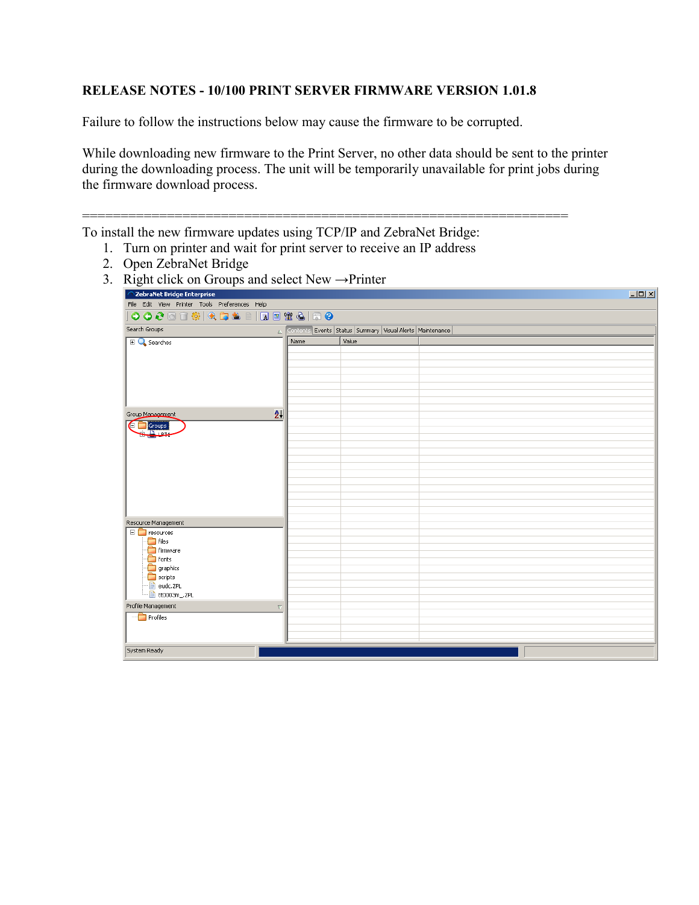**RELEASE NOTES - 10/100 PRINT SERVER FIRMWARE VERSION 1.01.8**

Failure to follow the instructions below may cause the firmware to be corrupted.

While downloading new firmware to the Print Server, no other data should be sent to the printer during the downloading process. The unit will be temporarily unavailable for print jobs during the firmware download process.

=================================================================

To install the new firmware updates using TCP/IP and ZebraNet Bridge:

1. Turn on printer and wait for print server to receive an IP address
2. Open ZebraNet Bridge
3. Right click on Groups and select New →Printer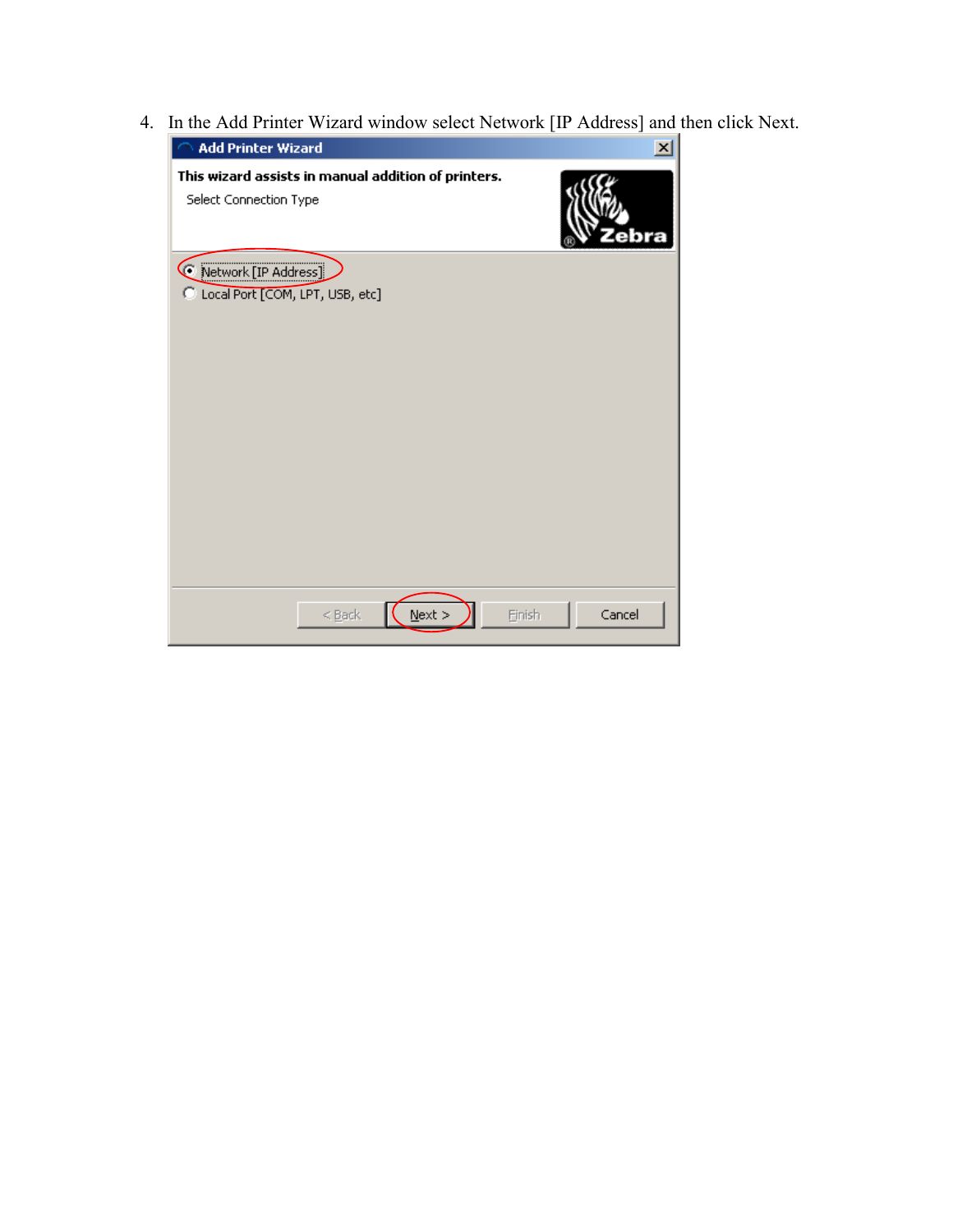4. In the Add Printer Wizard window select Network [IP Address] and then click Next.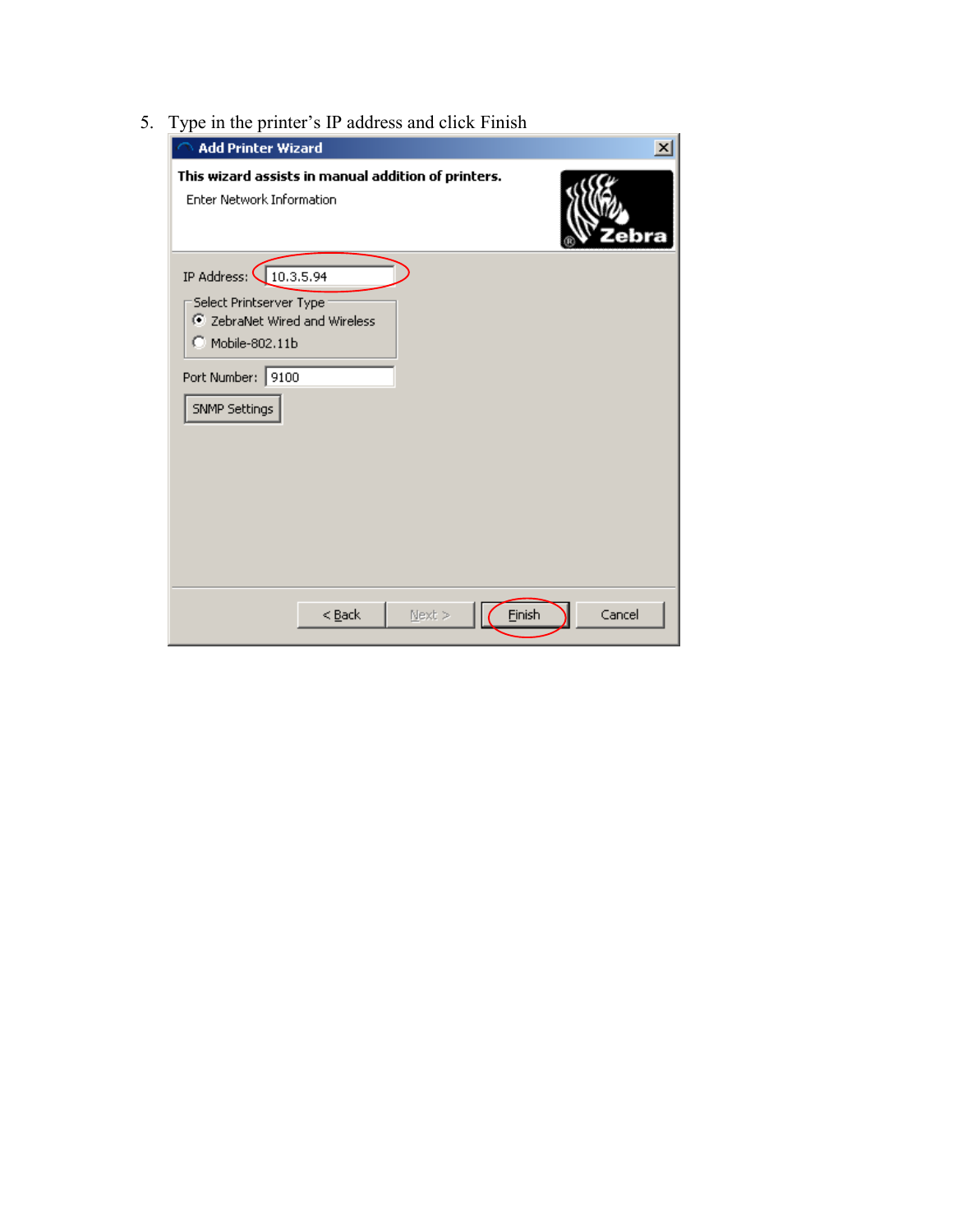5. Type in the printer's IP address and click Finish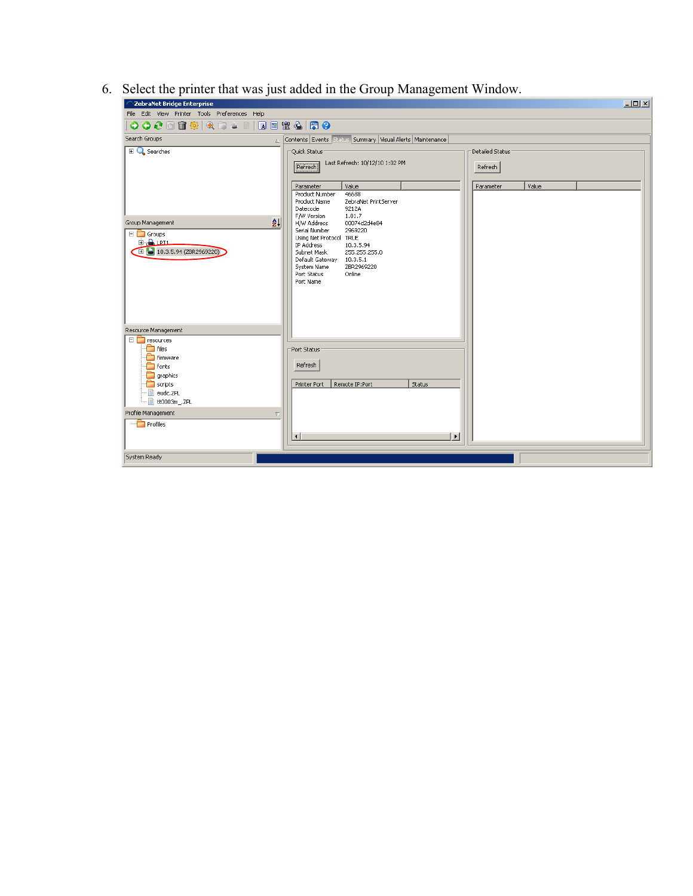6. Select the printer that was just added in the Group Management Window.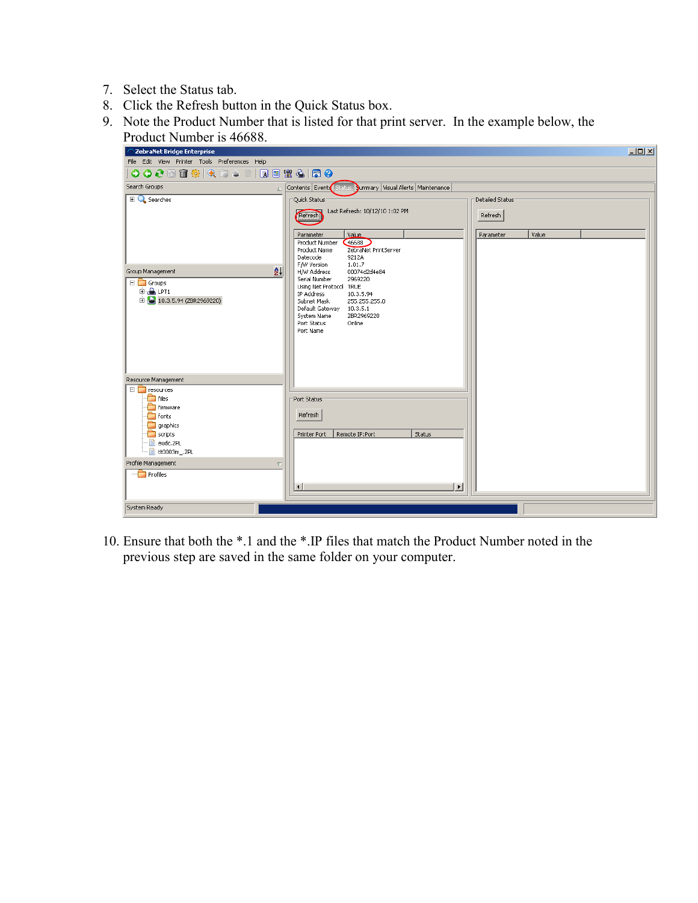7. Select the Status tab.
8. Click the Refresh button in the Quick Status box.
9. Note the Product Number that is listed for that print server. In the example below, the Product Number is 46688.

10. Ensure that both the *.1 and the *.IP files that match the Product Number noted in the previous step are saved in the same folder on your computer.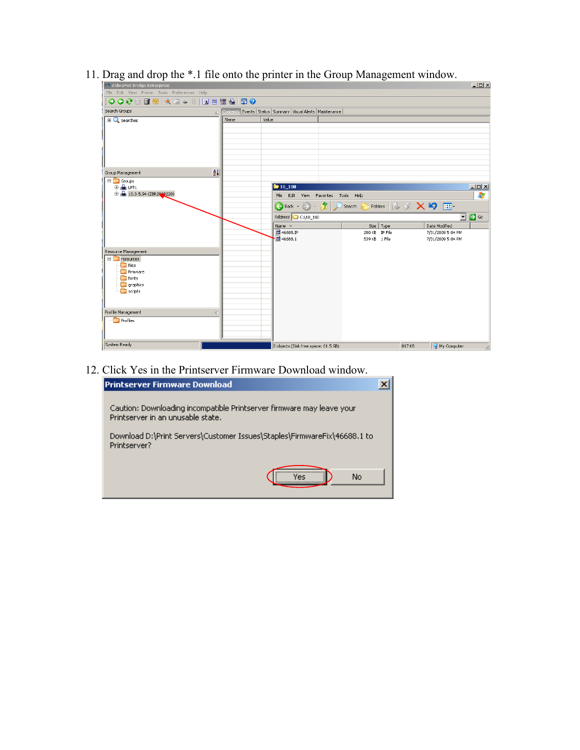11. Drag and drop the *.1 file onto the printer in the Group Management window.

12. Click Yes in the Printserver Firmware Download window.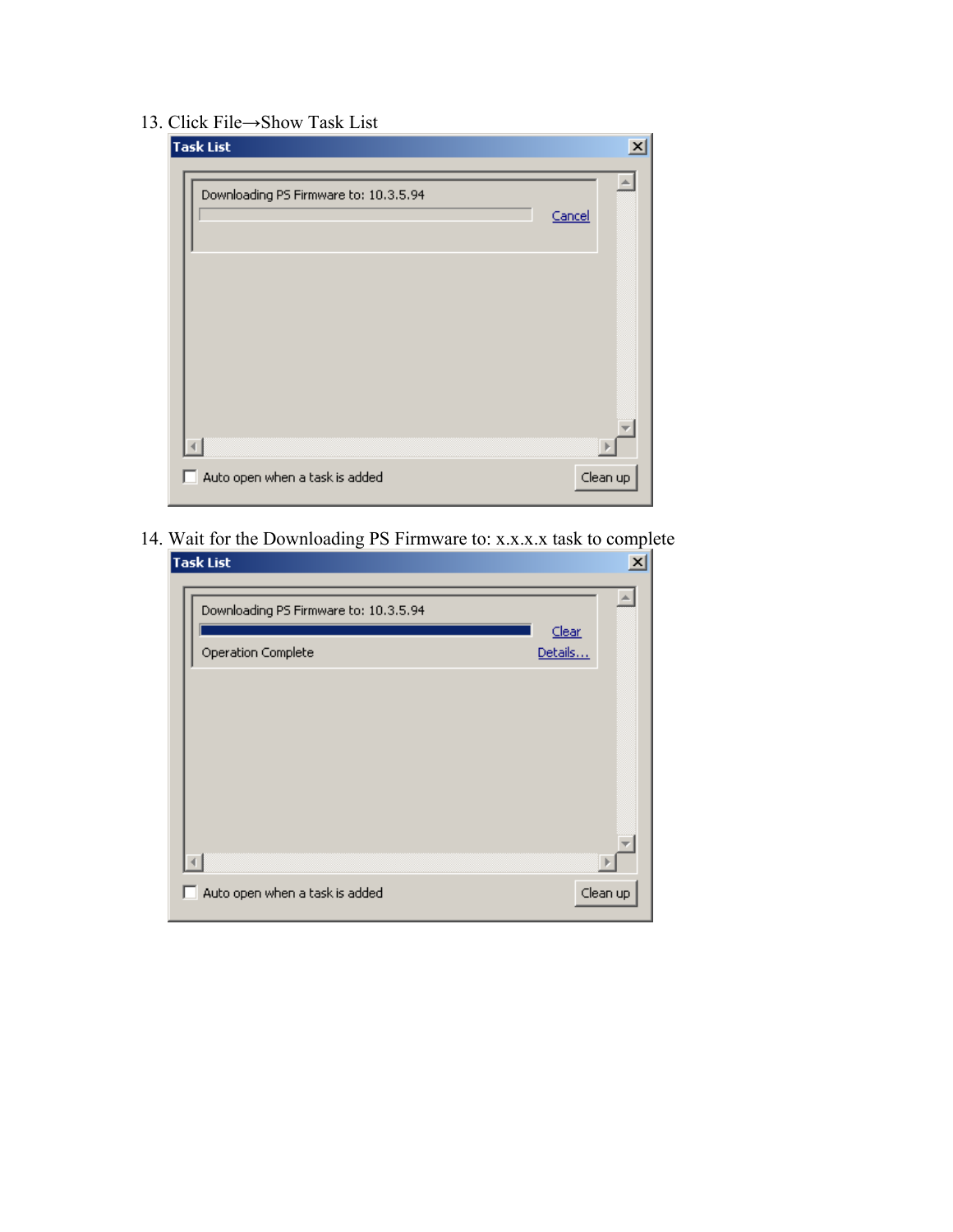13. Click File→Show Task List

14. Wait for the Downloading PS Firmware to: x.x.x.x task to complete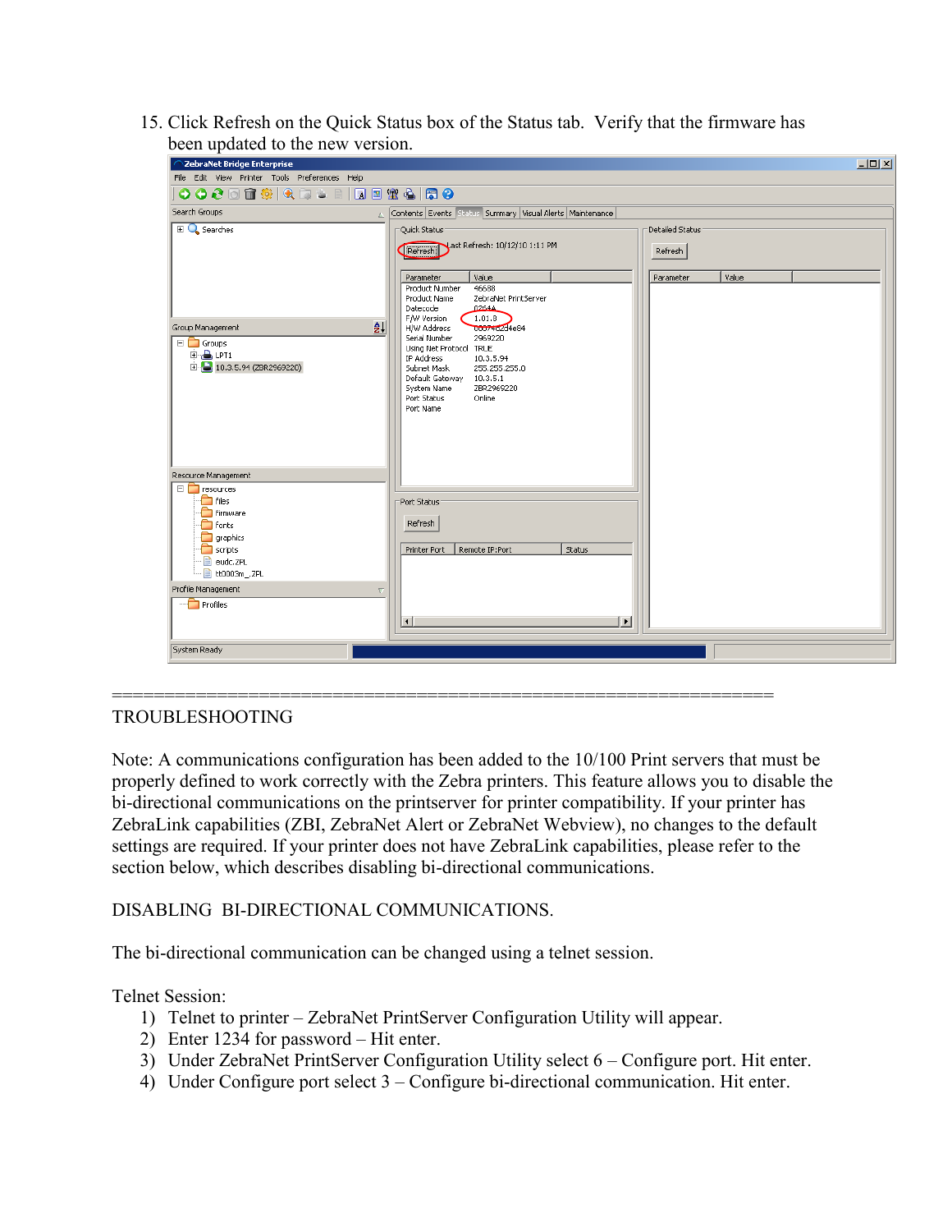15. Click Refresh on the Quick Status box of the Status tab. Verify that the firmware has been updated to the new version.

================================================================

TROUBLESHOOTING

Note: A communications configuration has been added to the 10/100 Print servers that must be properly defined to work correctly with the Zebra printers. This feature allows you to disable the bi-directional communications on the printserver for printer compatibility. If your printer has ZebraLink capabilities (ZBI, ZebraNet Alert or ZebraNet Webview), no changes to the default settings are required. If your printer does not have ZebraLink capabilities, please refer to the section below, which describes disabling bi-directional communications.

DISABLING BI-DIRECTIONAL COMMUNICATIONS.

The bi-directional communication can be changed using a telnet session.

Telnet Session:

1) Telnet to printer – ZebraNet PrintServer Configuration Utility will appear.
2) Enter 1234 for password – Hit enter.
3) Under ZebraNet PrintServer Configuration Utility select 6 – Configure port. Hit enter.
4) Under Configure port select 3 – Configure bi-directional communication. Hit enter.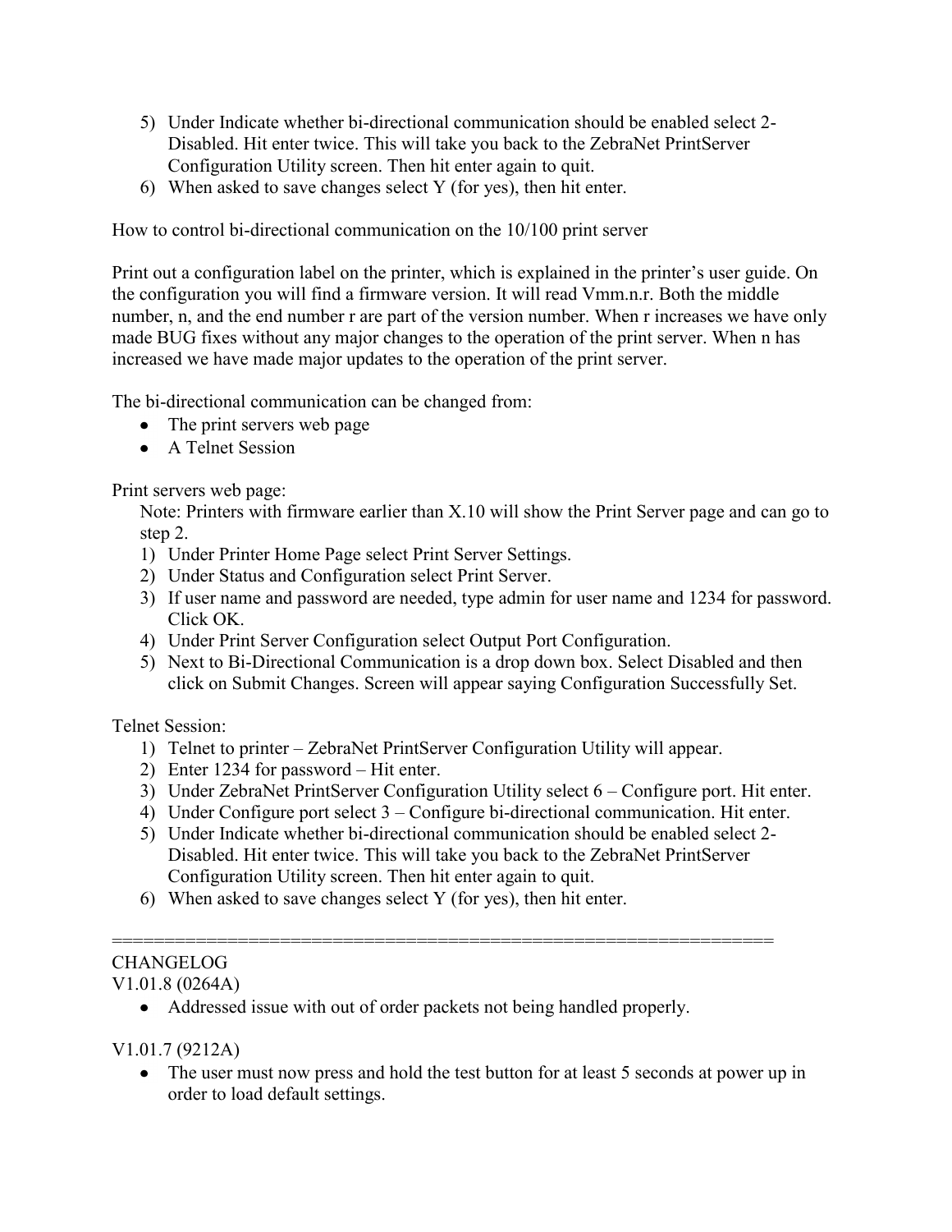5) Under Indicate whether bi-directional communication should be enabled select 2-Disabled. Hit enter twice. This will take you back to the ZebraNet PrintServer Configuration Utility screen. Then hit enter again to quit.
6) When asked to save changes select Y (for yes), then hit enter.

How to control bi-directional communication on the 10/100 print server

Print out a configuration label on the printer, which is explained in the printer's user guide. On the configuration you will find a firmware version. It will read Vmm.n.r. Both the middle number, n, and the end number r are part of the version number. When r increases we have only made BUG fixes without any major changes to the operation of the print server. When n has increased we have made major updates to the operation of the print server.

The bi-directional communication can be changed from:

- The print servers web page
- A Telnet Session

Print servers web page:

Note: Printers with firmware earlier than X.10 will show the Print Server page and can go to step 2.

1) Under Printer Home Page select Print Server Settings.
2) Under Status and Configuration select Print Server.
3) If user name and password are needed, type admin for user name and 1234 for password. Click OK.
4) Under Print Server Configuration select Output Port Configuration.
5) Next to Bi-Directional Communication is a drop down box. Select Disabled and then click on Submit Changes. Screen will appear saying Configuration Successfully Set.

Telnet Session:

1) Telnet to printer – ZebraNet PrintServer Configuration Utility will appear.
2) Enter 1234 for password – Hit enter.
3) Under ZebraNet PrintServer Configuration Utility select 6 – Configure port. Hit enter.
4) Under Configure port select 3 – Configure bi-directional communication. Hit enter.
5) Under Indicate whether bi-directional communication should be enabled select 2-Disabled. Hit enter twice. This will take you back to the ZebraNet PrintServer Configuration Utility screen. Then hit enter again to quit.
6) When asked to save changes select Y (for yes), then hit enter.

================================================================

CHANGELOG

V1.01.8 (0264A)

- Addressed issue with out of order packets not being handled properly.

V1.01.7 (9212A)

- The user must now press and hold the test button for at least 5 seconds at power up in order to load default settings.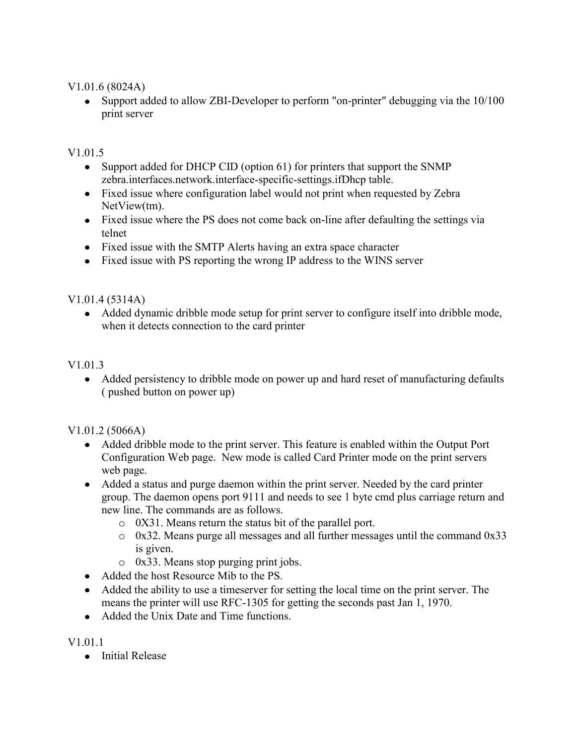V1.01.6 (8024A)

- Support added to allow ZBI-Developer to perform "on-printer" debugging via the 10/100 print server

V1.01.5

- Support added for DHCP CID (option 61) for printers that support the SNMP zebra.interfaces.network.interface-specific-settings.ifDhcp table.
- Fixed issue where configuration label would not print when requested by Zebra NetView(tm).
- Fixed issue where the PS does not come back on-line after defaulting the settings via telnet
- Fixed issue with the SMTP Alerts having an extra space character
- Fixed issue with PS reporting the wrong IP address to the WINS server

V1.01.4 (5314A)

- Added dynamic dribble mode setup for print server to configure itself into dribble mode, when it detects connection to the card printer

V1.01.3

- Added persistency to dribble mode on power up and hard reset of manufacturing defaults ( pushed button on power up)

V1.01.2 (5066A)

- Added dribble mode to the print server. This feature is enabled within the Output Port Configuration Web page. New mode is called Card Printer mode on the print servers web page.
- Added a status and purge daemon within the print server. Needed by the card printer group. The daemon opens port 9111 and needs to see 1 byte cmd plus carriage return and new line. The commands are as follows.
  - 0X31. Means return the status bit of the parallel port.
  - 0x32. Means purge all messages and all further messages until the command 0x33 is given.
  - 0x33. Means stop purging print jobs.
- Added the host Resource Mib to the PS.
- Added the ability to use a timeserver for setting the local time on the print server. The means the printer will use RFC-1305 for getting the seconds past Jan 1, 1970.
- Added the Unix Date and Time functions.

V1.01.1

- Initial Release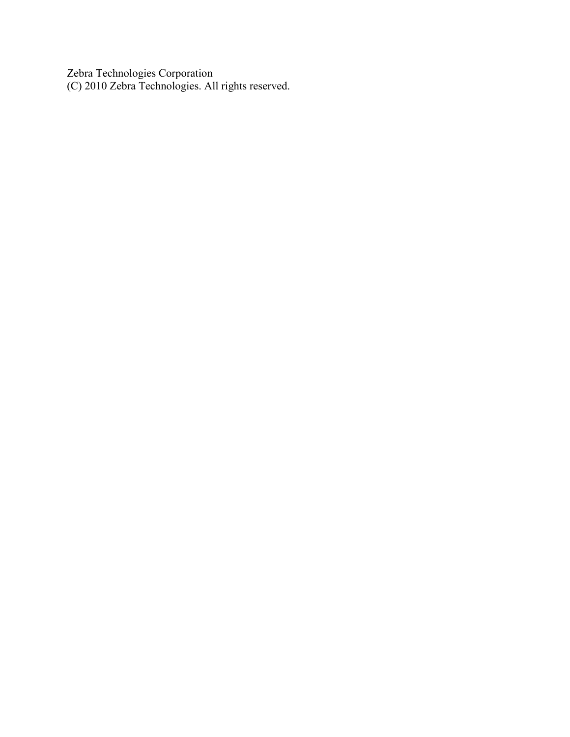Zebra Technologies Corporation
(C) 2010 Zebra Technologies. All rights reserved.